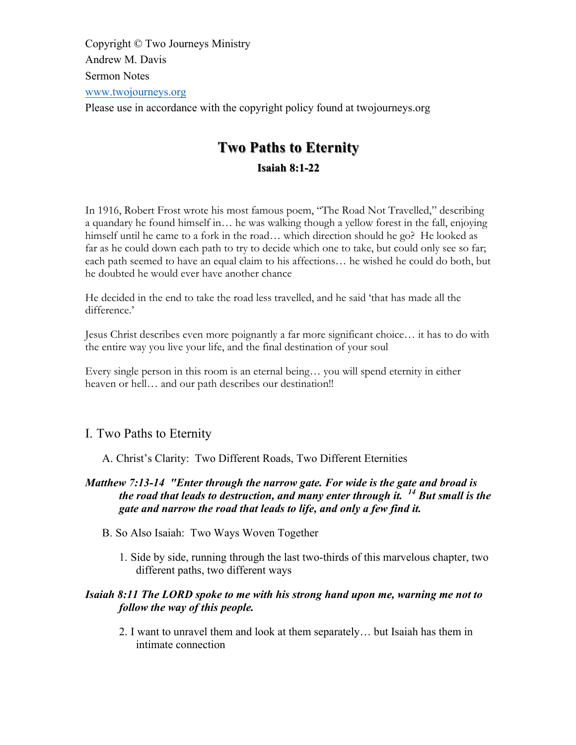Copyright © Two Journeys Ministry

Andrew M. Davis

Sermon Notes

www.twojourneys.org

Please use in accordance with the copyright policy found at twojourneys.org

# Two Paths to Eternity

### Isaiah 8:1-22

In 1916, Robert Frost wrote his most famous poem, "The Road Not Travelled," describing a quandary he found himself in… he was walking though a yellow forest in the fall, enjoying himself until he came to a fork in the road… which direction should he go? He looked as far as he could down each path to try to decide which one to take, but could only see so far; each path seemed to have an equal claim to his affections… he wished he could do both, but he doubted he would ever have another chance

He decided in the end to take the road less travelled, and he said 'that has made all the difference.'

Jesus Christ describes even more poignantly a far more significant choice… it has to do with the entire way you live your life, and the final destination of your soul

Every single person in this room is an eternal being… you will spend eternity in either heaven or hell… and our path describes our destination!!

## I. Two Paths to Eternity

A. Christ's Clarity: Two Different Roads, Two Different Eternities

***Matthew 7:13-14 "Enter through the narrow gate. For wide is the gate and broad is the road that leads to destruction, and many enter through it. [14] But small is the gate and narrow the road that leads to life, and only a few find it.***

B. So Also Isaiah: Two Ways Woven Together

1. Side by side, running through the last two-thirds of this marvelous chapter, two different paths, two different ways

***Isaiah 8:11 The LORD spoke to me with his strong hand upon me, warning me not to follow the way of this people.***

2. I want to unravel them and look at them separately… but Isaiah has them in intimate connection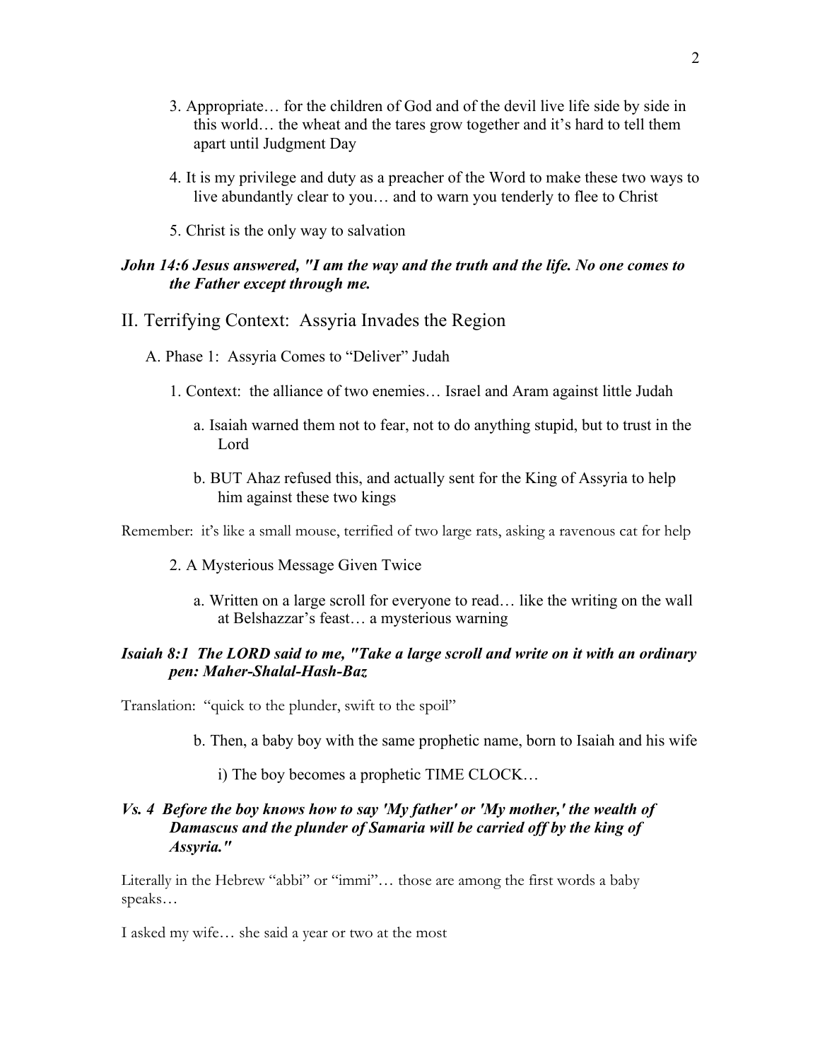3. Appropriate… for the children of God and of the devil live life side by side in this world… the wheat and the tares grow together and it's hard to tell them apart until Judgment Day

4. It is my privilege and duty as a preacher of the Word to make these two ways to live abundantly clear to you… and to warn you tenderly to flee to Christ

5. Christ is the only way to salvation

***John 14:6 Jesus answered, "I am the way and the truth and the life. No one comes to the Father except through me.***

## II. Terrifying Context: Assyria Invades the Region

A. Phase 1: Assyria Comes to "Deliver" Judah

1. Context: the alliance of two enemies… Israel and Aram against little Judah

a. Isaiah warned them not to fear, not to do anything stupid, but to trust in the Lord

b. BUT Ahaz refused this, and actually sent for the King of Assyria to help him against these two kings

Remember: it's like a small mouse, terrified of two large rats, asking a ravenous cat for help

2. A Mysterious Message Given Twice

a. Written on a large scroll for everyone to read… like the writing on the wall at Belshazzar's feast… a mysterious warning

***Isaiah 8:1 The LORD said to me, "Take a large scroll and write on it with an ordinary pen: Maher-Shalal-Hash-Baz***

Translation: "quick to the plunder, swift to the spoil"

b. Then, a baby boy with the same prophetic name, born to Isaiah and his wife

i) The boy becomes a prophetic TIME CLOCK…

***Vs. 4 Before the boy knows how to say 'My father' or 'My mother,' the wealth of Damascus and the plunder of Samaria will be carried off by the king of Assyria."***

Literally in the Hebrew "abbi" or "immi"… those are among the first words a baby speaks…

I asked my wife… she said a year or two at the most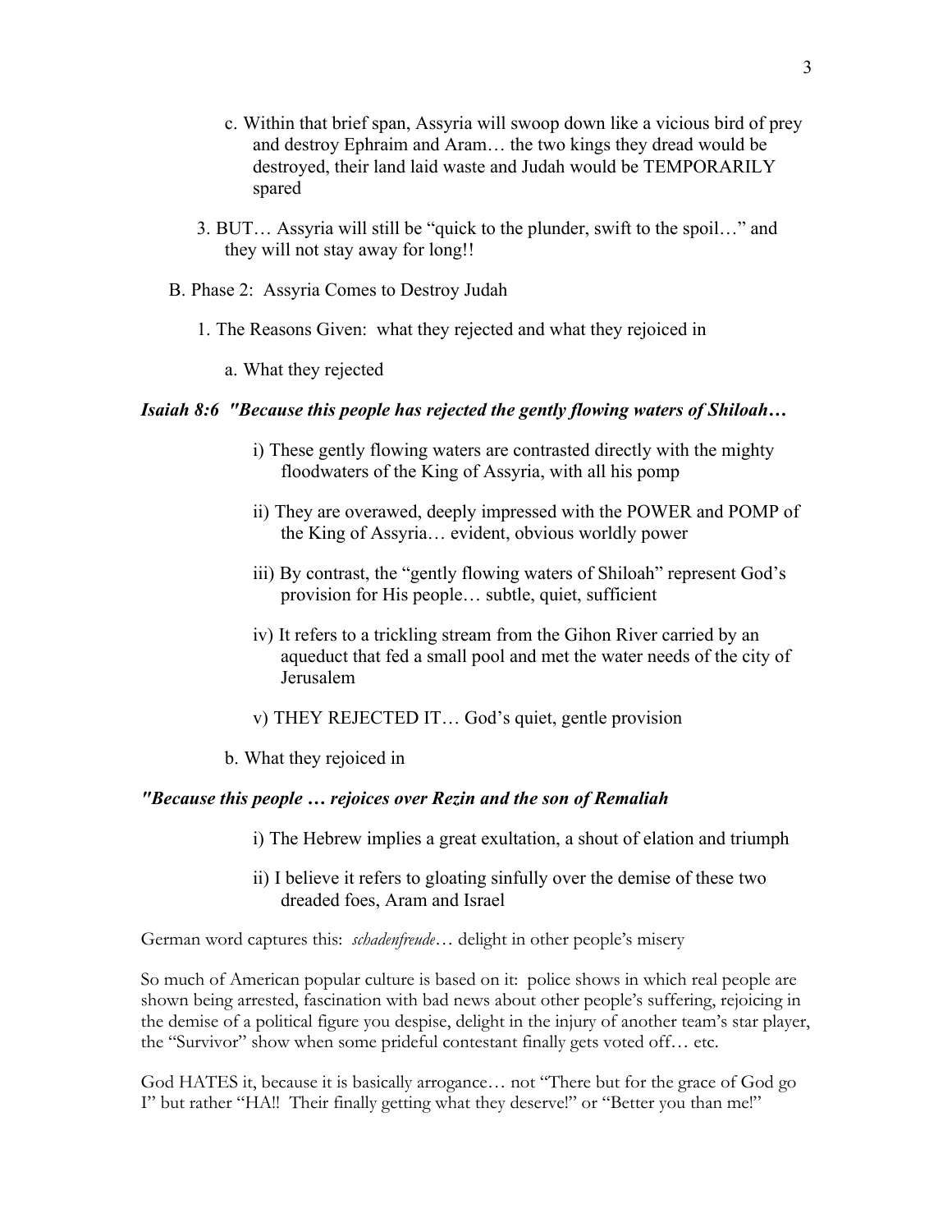c. Within that brief span, Assyria will swoop down like a vicious bird of prey and destroy Ephraim and Aram… the two kings they dread would be destroyed, their land laid waste and Judah would be TEMPORARILY spared

3. BUT… Assyria will still be "quick to the plunder, swift to the spoil…" and they will not stay away for long!!

B. Phase 2: Assyria Comes to Destroy Judah

1. The Reasons Given: what they rejected and what they rejoiced in

a. What they rejected

***Isaiah 8:6 "Because this people has rejected the gently flowing waters of Shiloah…***

i) These gently flowing waters are contrasted directly with the mighty floodwaters of the King of Assyria, with all his pomp

ii) They are overawed, deeply impressed with the POWER and POMP of the King of Assyria… evident, obvious worldly power

iii) By contrast, the "gently flowing waters of Shiloah" represent God's provision for His people… subtle, quiet, sufficient

iv) It refers to a trickling stream from the Gihon River carried by an aqueduct that fed a small pool and met the water needs of the city of Jerusalem

v) THEY REJECTED IT… God's quiet, gentle provision

b. What they rejoiced in

***"Because this people … rejoices over Rezin and the son of Remaliah***

i) The Hebrew implies a great exultation, a shout of elation and triumph

ii) I believe it refers to gloating sinfully over the demise of these two dreaded foes, Aram and Israel

German word captures this: *schadenfreude*… delight in other people's misery

So much of American popular culture is based on it: police shows in which real people are shown being arrested, fascination with bad news about other people's suffering, rejoicing in the demise of a political figure you despise, delight in the injury of another team's star player, the "Survivor" show when some prideful contestant finally gets voted off… etc.

God HATES it, because it is basically arrogance… not "There but for the grace of God go I" but rather "HA!! Their finally getting what they deserve!" or "Better you than me!"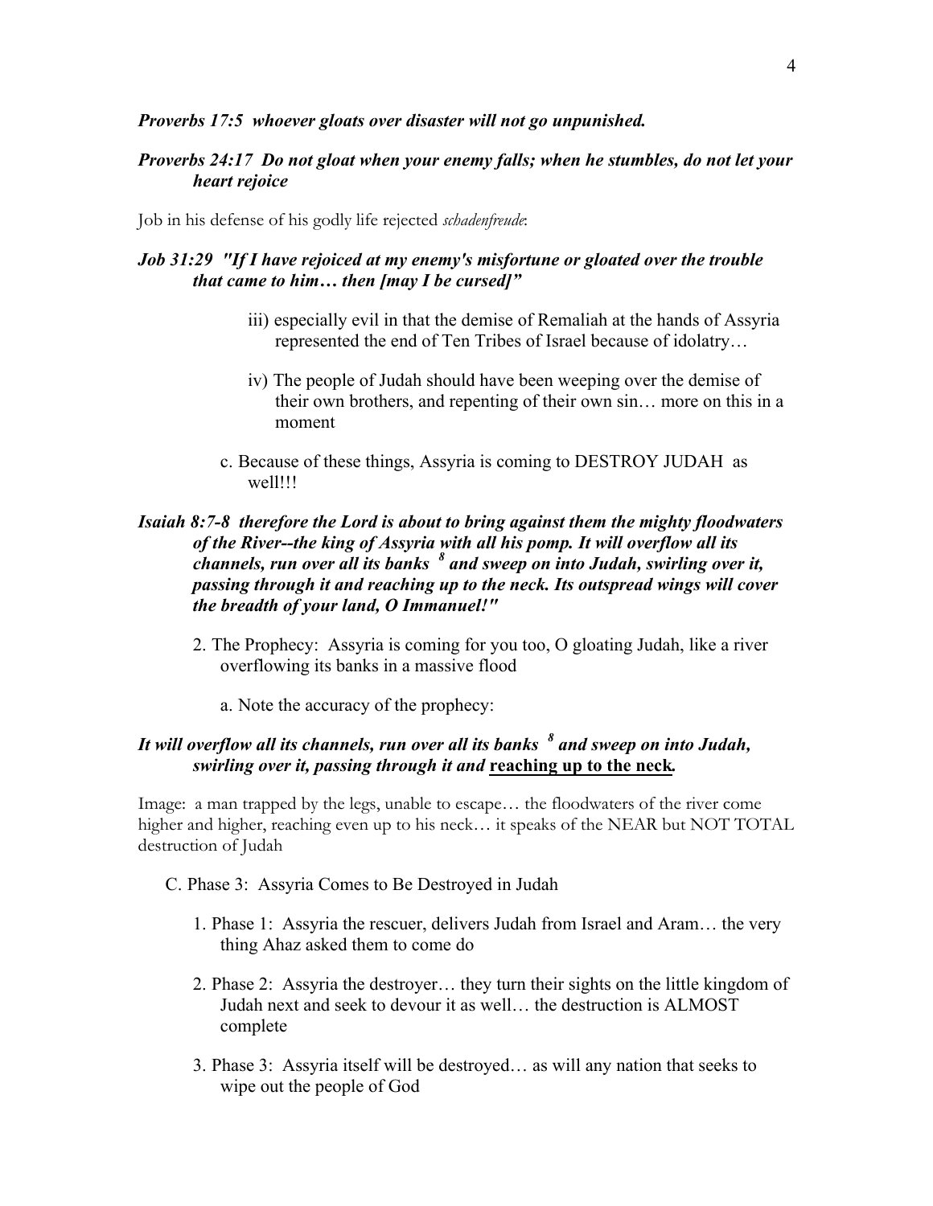***Proverbs 17:5  whoever gloats over disaster will not go unpunished.***

***Proverbs 24:17  Do not gloat when your enemy falls; when he stumbles, do not let your heart rejoice***

Job in his defense of his godly life rejected *schadenfreude*:

***Job 31:29  "If I have rejoiced at my enemy's misfortune or gloated over the trouble that came to him… then [may I be cursed]"***

iii) especially evil in that the demise of Remaliah at the hands of Assyria represented the end of Ten Tribes of Israel because of idolatry…

iv) The people of Judah should have been weeping over the demise of their own brothers, and repenting of their own sin… more on this in a moment

c. Because of these things, Assyria is coming to DESTROY JUDAH as well!!!

***Isaiah 8:7-8  therefore the Lord is about to bring against them the mighty floodwaters of the River--the king of Assyria with all his pomp. It will overflow all its channels, run over all its banks [8] and sweep on into Judah, swirling over it, passing through it and reaching up to the neck. Its outspread wings will cover the breadth of your land, O Immanuel!"***

2. The Prophecy:  Assyria is coming for you too, O gloating Judah, like a river overflowing its banks in a massive flood

a. Note the accuracy of the prophecy:

***It will overflow all its channels, run over all its banks [8] and sweep on into Judah, swirling over it, passing through it and <u>reaching up to the neck</u>.***

Image:  a man trapped by the legs, unable to escape… the floodwaters of the river come higher and higher, reaching even up to his neck… it speaks of the NEAR but NOT TOTAL destruction of Judah

C. Phase 3:  Assyria Comes to Be Destroyed in Judah

1. Phase 1:  Assyria the rescuer, delivers Judah from Israel and Aram… the very thing Ahaz asked them to come do

2. Phase 2:  Assyria the destroyer… they turn their sights on the little kingdom of Judah next and seek to devour it as well… the destruction is ALMOST complete

3. Phase 3:  Assyria itself will be destroyed… as will any nation that seeks to wipe out the people of God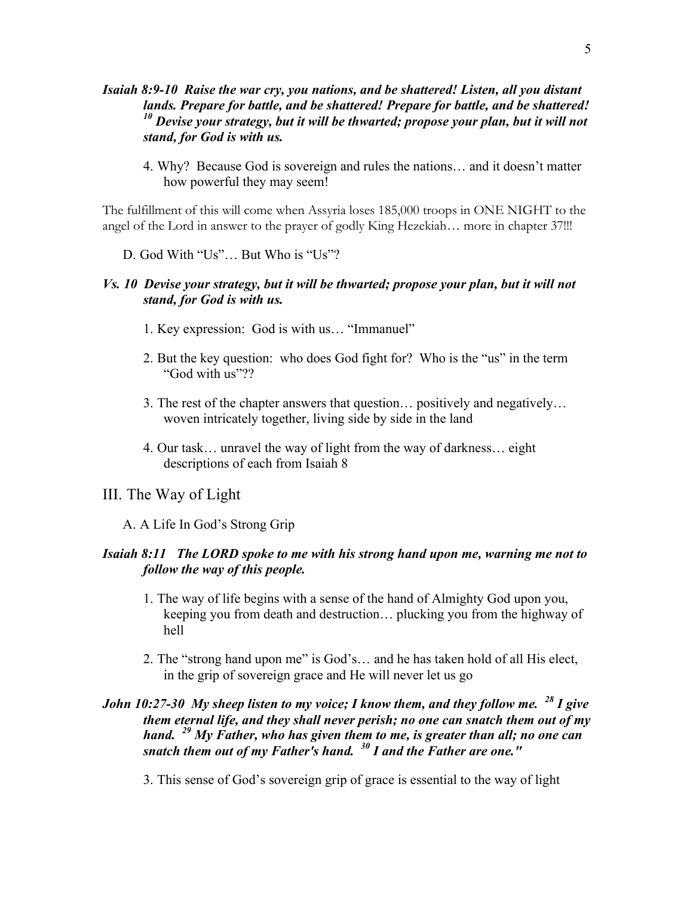***Isaiah 8:9-10  Raise the war cry, you nations, and be shattered! Listen, all you distant lands. Prepare for battle, and be shattered! Prepare for battle, and be shattered! [10] Devise your strategy, but it will be thwarted; propose your plan, but it will not stand, for God is with us.***

4. Why?  Because God is sovereign and rules the nations… and it doesn't matter how powerful they may seem!

The fulfillment of this will come when Assyria loses 185,000 troops in ONE NIGHT to the angel of the Lord in answer to the prayer of godly King Hezekiah… more in chapter 37!!!

D. God With "Us"… But Who is "Us"?

***Vs. 10  Devise your strategy, but it will be thwarted; propose your plan, but it will not stand, for God is with us.***

1. Key expression:  God is with us… "Immanuel"
2. But the key question:  who does God fight for?  Who is the "us" in the term "God with us"??
3. The rest of the chapter answers that question… positively and negatively… woven intricately together, living side by side in the land
4. Our task… unravel the way of light from the way of darkness… eight descriptions of each from Isaiah 8

## III. The Way of Light

A. A Life In God's Strong Grip

***Isaiah 8:11   The LORD spoke to me with his strong hand upon me, warning me not to follow the way of this people.***

1. The way of life begins with a sense of the hand of Almighty God upon you, keeping you from death and destruction… plucking you from the highway of hell
2. The "strong hand upon me" is God's… and he has taken hold of all His elect, in the grip of sovereign grace and He will never let us go

***John 10:27-30  My sheep listen to my voice; I know them, and they follow me. [28] I give them eternal life, and they shall never perish; no one can snatch them out of my hand. [29] My Father, who has given them to me, is greater than all; no one can snatch them out of my Father's hand. [30] I and the Father are one."***

3. This sense of God's sovereign grip of grace is essential to the way of light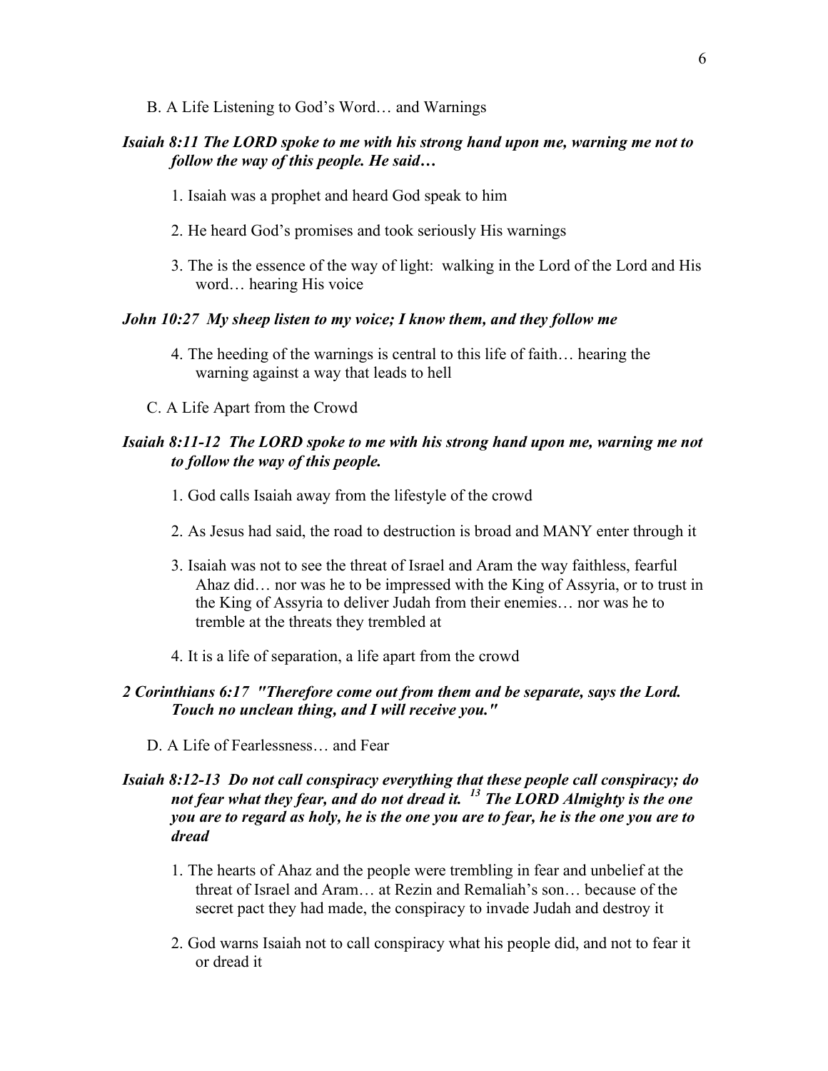B. A Life Listening to God's Word… and Warnings

***Isaiah 8:11 The LORD spoke to me with his strong hand upon me, warning me not to follow the way of this people. He said…***

1. Isaiah was a prophet and heard God speak to him

2. He heard God's promises and took seriously His warnings

3. The is the essence of the way of light: walking in the Lord of the Lord and His word… hearing His voice

***John 10:27 My sheep listen to my voice; I know them, and they follow me***

4. The heeding of the warnings is central to this life of faith… hearing the warning against a way that leads to hell

C. A Life Apart from the Crowd

***Isaiah 8:11-12 The LORD spoke to me with his strong hand upon me, warning me not to follow the way of this people.***

1. God calls Isaiah away from the lifestyle of the crowd

2. As Jesus had said, the road to destruction is broad and MANY enter through it

3. Isaiah was not to see the threat of Israel and Aram the way faithless, fearful Ahaz did… nor was he to be impressed with the King of Assyria, or to trust in the King of Assyria to deliver Judah from their enemies… nor was he to tremble at the threats they trembled at

4. It is a life of separation, a life apart from the crowd

***2 Corinthians 6:17 "Therefore come out from them and be separate, says the Lord. Touch no unclean thing, and I will receive you."***

D. A Life of Fearlessness… and Fear

***Isaiah 8:12-13 Do not call conspiracy everything that these people call conspiracy; do not fear what they fear, and do not dread it. [13] The LORD Almighty is the one you are to regard as holy, he is the one you are to fear, he is the one you are to dread***

1. The hearts of Ahaz and the people were trembling in fear and unbelief at the threat of Israel and Aram… at Rezin and Remaliah's son… because of the secret pact they had made, the conspiracy to invade Judah and destroy it

2. God warns Isaiah not to call conspiracy what his people did, and not to fear it or dread it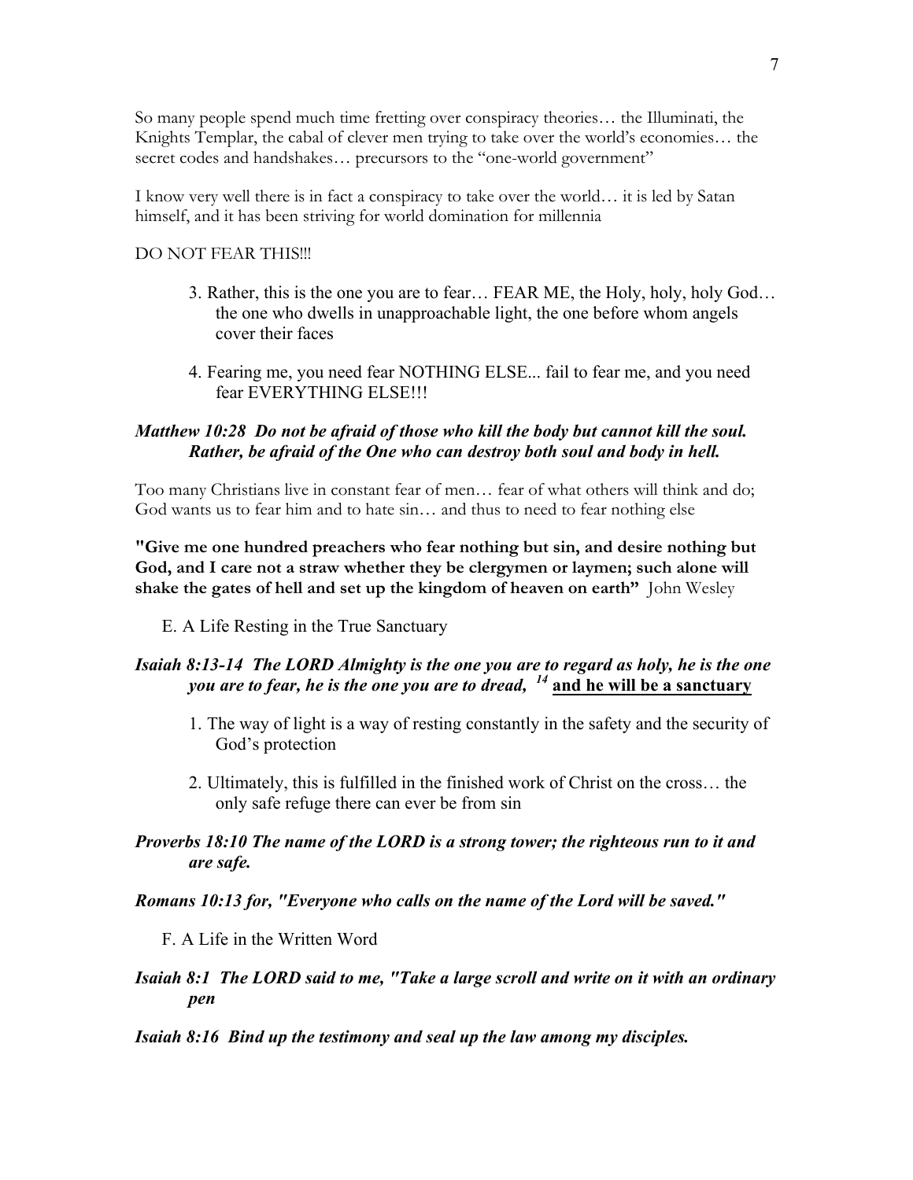So many people spend much time fretting over conspiracy theories… the Illuminati, the Knights Templar, the cabal of clever men trying to take over the world's economies… the secret codes and handshakes… precursors to the "one-world government"

I know very well there is in fact a conspiracy to take over the world… it is led by Satan himself, and it has been striving for world domination for millennia

DO NOT FEAR THIS!!!

3. Rather, this is the one you are to fear… FEAR ME, the Holy, holy, holy God… the one who dwells in unapproachable light, the one before whom angels cover their faces

4. Fearing me, you need fear NOTHING ELSE... fail to fear me, and you need fear EVERYTHING ELSE!!!

***Matthew 10:28 Do not be afraid of those who kill the body but cannot kill the soul. Rather, be afraid of the One who can destroy both soul and body in hell.***

Too many Christians live in constant fear of men… fear of what others will think and do; God wants us to fear him and to hate sin… and thus to need to fear nothing else

**"Give me one hundred preachers who fear nothing but sin, and desire nothing but God, and I care not a straw whether they be clergymen or laymen; such alone will shake the gates of hell and set up the kingdom of heaven on earth"** John Wesley

E. A Life Resting in the True Sanctuary

***Isaiah 8:13-14 The LORD Almighty is the one you are to regard as holy, he is the one you are to fear, he is the one you are to dread, [14] <u>and he will be a sanctuary</u>***

1. The way of light is a way of resting constantly in the safety and the security of God's protection

2. Ultimately, this is fulfilled in the finished work of Christ on the cross… the only safe refuge there can ever be from sin

***Proverbs 18:10 The name of the LORD is a strong tower; the righteous run to it and are safe.***

***Romans 10:13 for, "Everyone who calls on the name of the Lord will be saved."***

F. A Life in the Written Word

***Isaiah 8:1 The LORD said to me, "Take a large scroll and write on it with an ordinary pen***

***Isaiah 8:16 Bind up the testimony and seal up the law among my disciples.***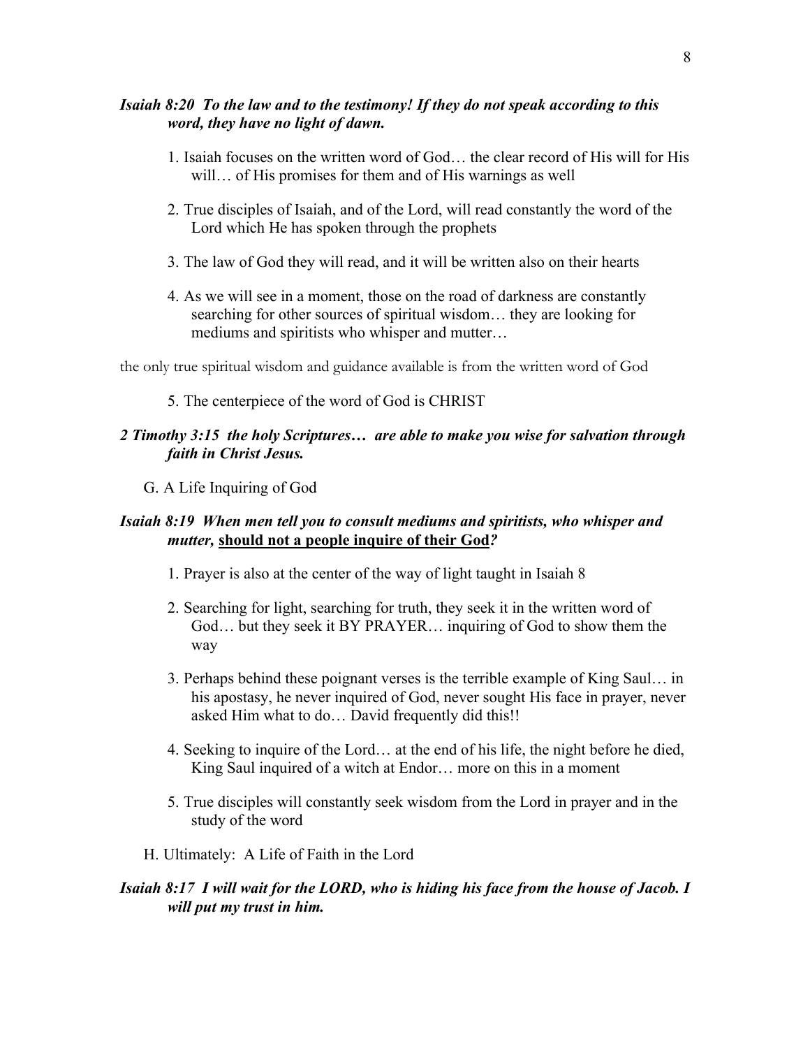***Isaiah 8:20 To the law and to the testimony! If they do not speak according to this word, they have no light of dawn.***

1. Isaiah focuses on the written word of God… the clear record of His will for His will… of His promises for them and of His warnings as well

2. True disciples of Isaiah, and of the Lord, will read constantly the word of the Lord which He has spoken through the prophets

3. The law of God they will read, and it will be written also on their hearts

4. As we will see in a moment, those on the road of darkness are constantly searching for other sources of spiritual wisdom… they are looking for mediums and spiritists who whisper and mutter…

the only true spiritual wisdom and guidance available is from the written word of God

5. The centerpiece of the word of God is CHRIST

***2 Timothy 3:15 the holy Scriptures… are able to make you wise for salvation through faith in Christ Jesus.***

G. A Life Inquiring of God

***Isaiah 8:19 When men tell you to consult mediums and spiritists, who whisper and mutter,* <u>should not a people inquire of their God</u>*?***

1. Prayer is also at the center of the way of light taught in Isaiah 8

2. Searching for light, searching for truth, they seek it in the written word of God… but they seek it BY PRAYER… inquiring of God to show them the way

3. Perhaps behind these poignant verses is the terrible example of King Saul… in his apostasy, he never inquired of God, never sought His face in prayer, never asked Him what to do… David frequently did this!!

4. Seeking to inquire of the Lord… at the end of his life, the night before he died, King Saul inquired of a witch at Endor… more on this in a moment

5. True disciples will constantly seek wisdom from the Lord in prayer and in the study of the word

H. Ultimately: A Life of Faith in the Lord

***Isaiah 8:17 I will wait for the LORD, who is hiding his face from the house of Jacob. I will put my trust in him.***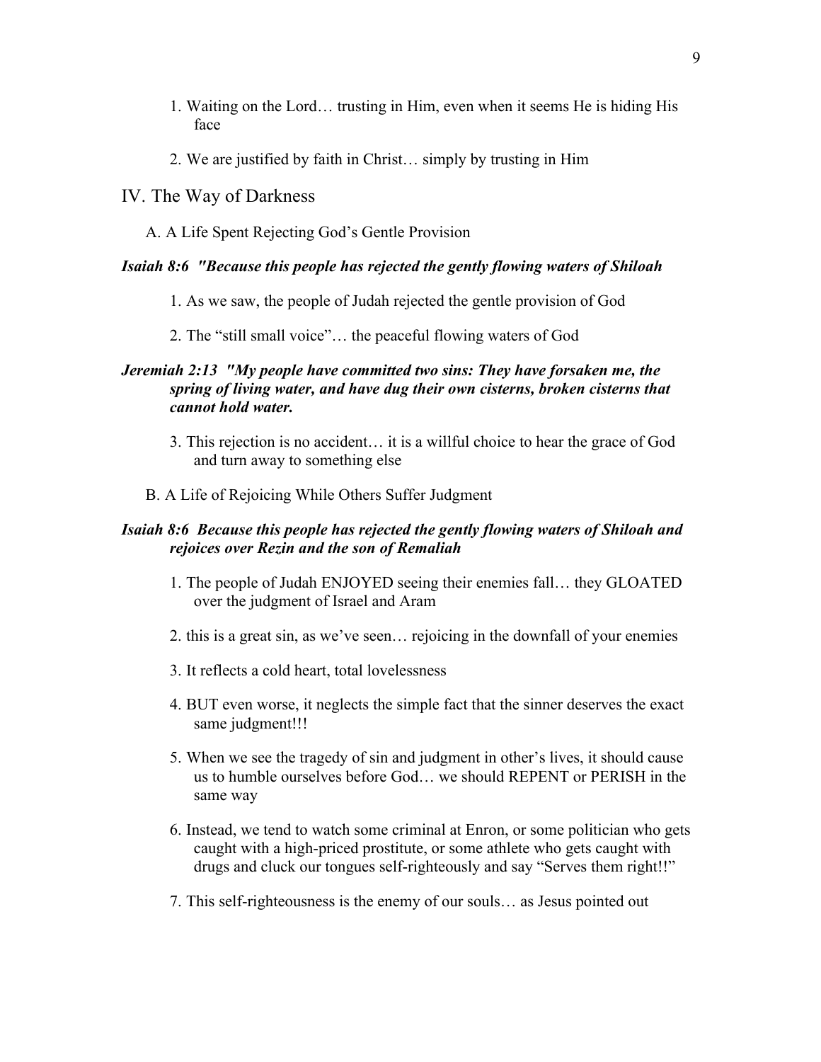1. Waiting on the Lord… trusting in Him, even when it seems He is hiding His face

2. We are justified by faith in Christ… simply by trusting in Him

## IV. The Way of Darkness

### A. A Life Spent Rejecting God's Gentle Provision

***Isaiah 8:6 "Because this people has rejected the gently flowing waters of Shiloah***

1. As we saw, the people of Judah rejected the gentle provision of God

2. The "still small voice"… the peaceful flowing waters of God

***Jeremiah 2:13 "My people have committed two sins: They have forsaken me, the spring of living water, and have dug their own cisterns, broken cisterns that cannot hold water.***

3. This rejection is no accident… it is a willful choice to hear the grace of God and turn away to something else

### B. A Life of Rejoicing While Others Suffer Judgment

***Isaiah 8:6 Because this people has rejected the gently flowing waters of Shiloah and rejoices over Rezin and the son of Remaliah***

1. The people of Judah ENJOYED seeing their enemies fall… they GLOATED over the judgment of Israel and Aram

2. this is a great sin, as we've seen… rejoicing in the downfall of your enemies

3. It reflects a cold heart, total lovelessness

4. BUT even worse, it neglects the simple fact that the sinner deserves the exact same judgment!!!

5. When we see the tragedy of sin and judgment in other's lives, it should cause us to humble ourselves before God… we should REPENT or PERISH in the same way

6. Instead, we tend to watch some criminal at Enron, or some politician who gets caught with a high-priced prostitute, or some athlete who gets caught with drugs and cluck our tongues self-righteously and say "Serves them right!!"

7. This self-righteousness is the enemy of our souls… as Jesus pointed out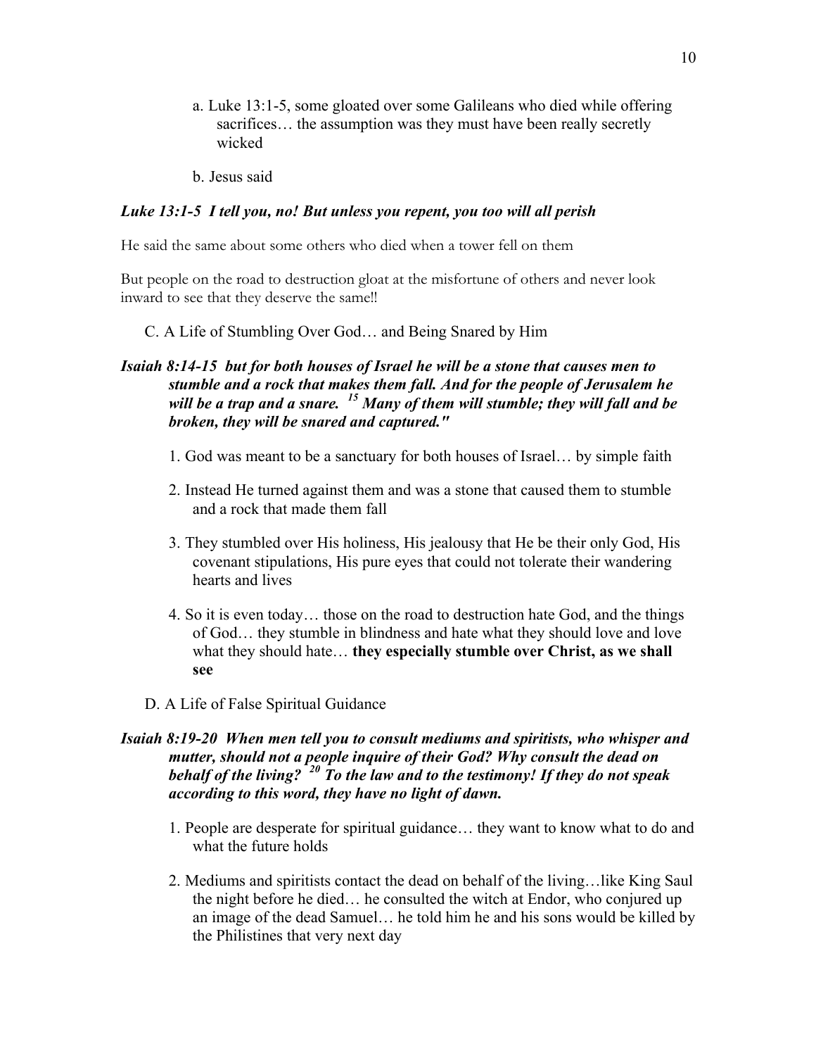a. Luke 13:1-5, some gloated over some Galileans who died while offering sacrifices… the assumption was they must have been really secretly wicked

b. Jesus said

***Luke 13:1-5 I tell you, no! But unless you repent, you too will all perish***

He said the same about some others who died when a tower fell on them

But people on the road to destruction gloat at the misfortune of others and never look inward to see that they deserve the same!!

C. A Life of Stumbling Over God… and Being Snared by Him

***Isaiah 8:14-15 but for both houses of Israel he will be a stone that causes men to stumble and a rock that makes them fall. And for the people of Jerusalem he will be a trap and a snare. [15] Many of them will stumble; they will fall and be broken, they will be snared and captured."***

1. God was meant to be a sanctuary for both houses of Israel… by simple faith

2. Instead He turned against them and was a stone that caused them to stumble and a rock that made them fall

3. They stumbled over His holiness, His jealousy that He be their only God, His covenant stipulations, His pure eyes that could not tolerate their wandering hearts and lives

4. So it is even today… those on the road to destruction hate God, and the things of God… they stumble in blindness and hate what they should love and love what they should hate… **they especially stumble over Christ, as we shall see**

D. A Life of False Spiritual Guidance

***Isaiah 8:19-20 When men tell you to consult mediums and spiritists, who whisper and mutter, should not a people inquire of their God? Why consult the dead on behalf of the living? [20] To the law and to the testimony! If they do not speak according to this word, they have no light of dawn.***

1. People are desperate for spiritual guidance… they want to know what to do and what the future holds

2. Mediums and spiritists contact the dead on behalf of the living…like King Saul the night before he died… he consulted the witch at Endor, who conjured up an image of the dead Samuel… he told him he and his sons would be killed by the Philistines that very next day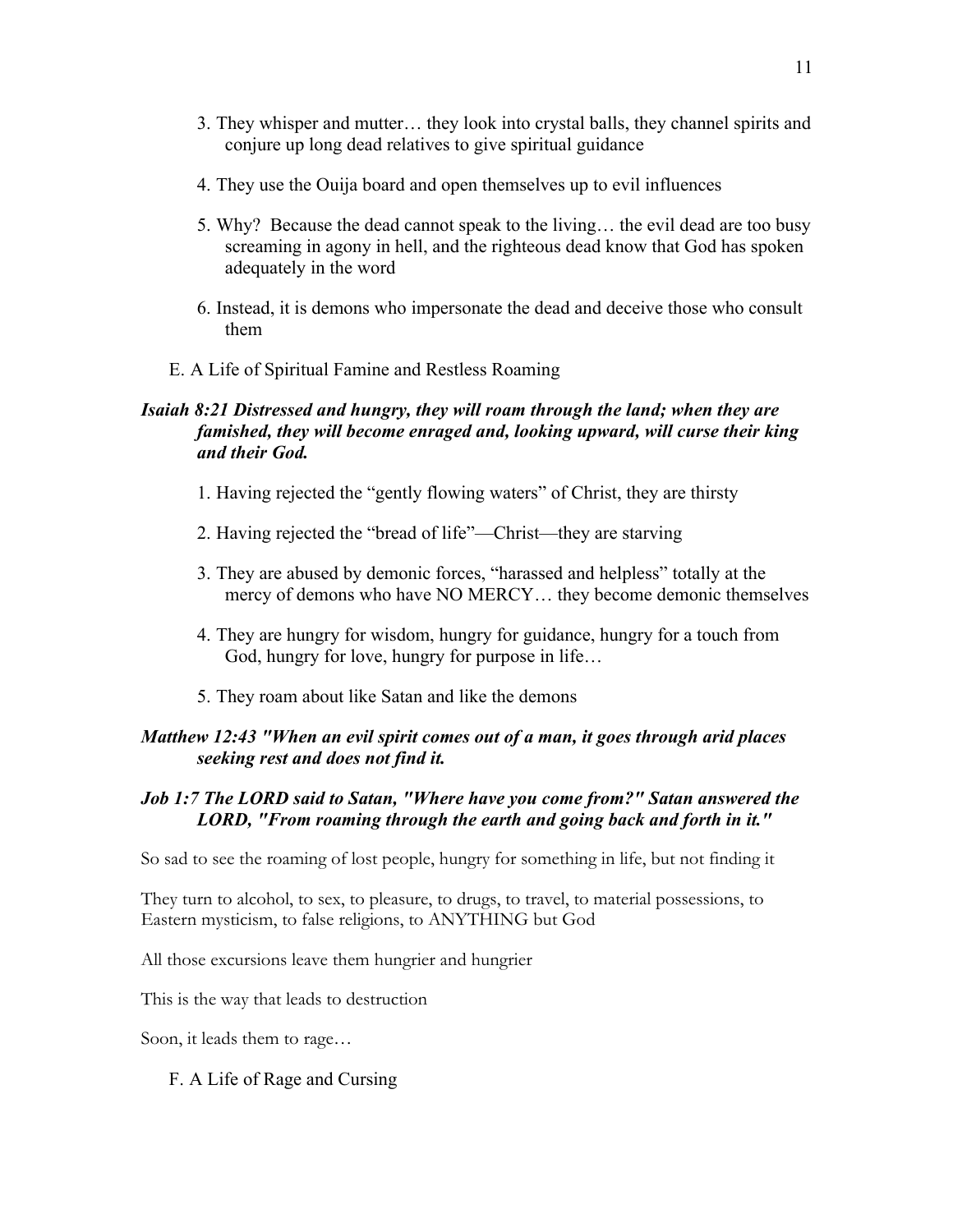3. They whisper and mutter… they look into crystal balls, they channel spirits and conjure up long dead relatives to give spiritual guidance

4. They use the Ouija board and open themselves up to evil influences

5. Why? Because the dead cannot speak to the living… the evil dead are too busy screaming in agony in hell, and the righteous dead know that God has spoken adequately in the word

6. Instead, it is demons who impersonate the dead and deceive those who consult them

E. A Life of Spiritual Famine and Restless Roaming

***Isaiah 8:21 Distressed and hungry, they will roam through the land; when they are famished, they will become enraged and, looking upward, will curse their king and their God.***

1. Having rejected the "gently flowing waters" of Christ, they are thirsty

2. Having rejected the "bread of life"—Christ—they are starving

3. They are abused by demonic forces, "harassed and helpless" totally at the mercy of demons who have NO MERCY… they become demonic themselves

4. They are hungry for wisdom, hungry for guidance, hungry for a touch from God, hungry for love, hungry for purpose in life…

5. They roam about like Satan and like the demons

***Matthew 12:43 "When an evil spirit comes out of a man, it goes through arid places seeking rest and does not find it.***

***Job 1:7 The LORD said to Satan, "Where have you come from?" Satan answered the LORD, "From roaming through the earth and going back and forth in it."***

So sad to see the roaming of lost people, hungry for something in life, but not finding it

They turn to alcohol, to sex, to pleasure, to drugs, to travel, to material possessions, to Eastern mysticism, to false religions, to ANYTHING but God

All those excursions leave them hungrier and hungrier

This is the way that leads to destruction

Soon, it leads them to rage…

F. A Life of Rage and Cursing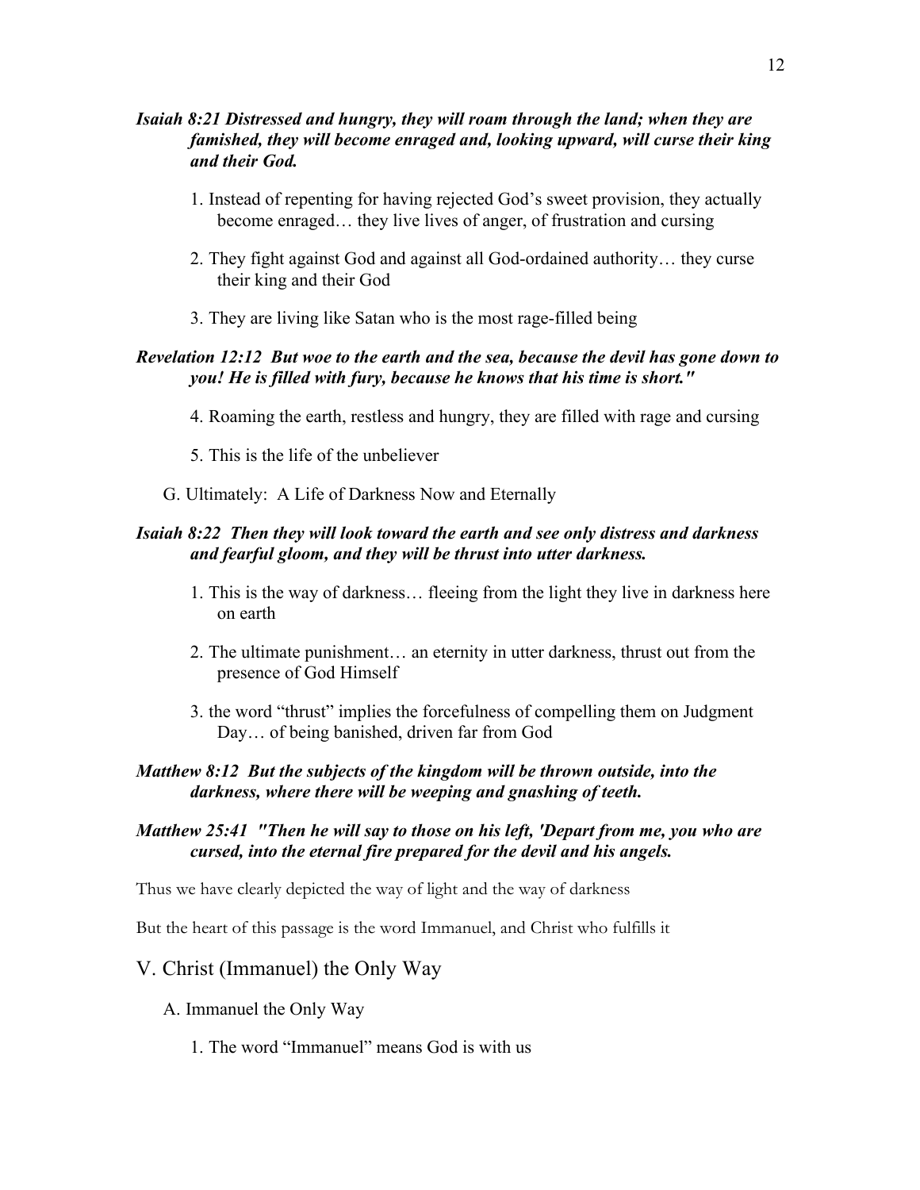***Isaiah 8:21 Distressed and hungry, they will roam through the land; when they are famished, they will become enraged and, looking upward, will curse their king and their God.***

1. Instead of repenting for having rejected God's sweet provision, they actually become enraged… they live lives of anger, of frustration and cursing

2. They fight against God and against all God-ordained authority… they curse their king and their God

3. They are living like Satan who is the most rage-filled being

***Revelation 12:12 But woe to the earth and the sea, because the devil has gone down to you! He is filled with fury, because he knows that his time is short."***

4. Roaming the earth, restless and hungry, they are filled with rage and cursing

5. This is the life of the unbeliever

G. Ultimately: A Life of Darkness Now and Eternally

***Isaiah 8:22 Then they will look toward the earth and see only distress and darkness and fearful gloom, and they will be thrust into utter darkness.***

1. This is the way of darkness… fleeing from the light they live in darkness here on earth

2. The ultimate punishment… an eternity in utter darkness, thrust out from the presence of God Himself

3. the word "thrust" implies the forcefulness of compelling them on Judgment Day… of being banished, driven far from God

***Matthew 8:12 But the subjects of the kingdom will be thrown outside, into the darkness, where there will be weeping and gnashing of teeth.***

***Matthew 25:41 "Then he will say to those on his left, 'Depart from me, you who are cursed, into the eternal fire prepared for the devil and his angels.***

Thus we have clearly depicted the way of light and the way of darkness

But the heart of this passage is the word Immanuel, and Christ who fulfills it

## V. Christ (Immanuel) the Only Way

A. Immanuel the Only Way

1. The word "Immanuel" means God is with us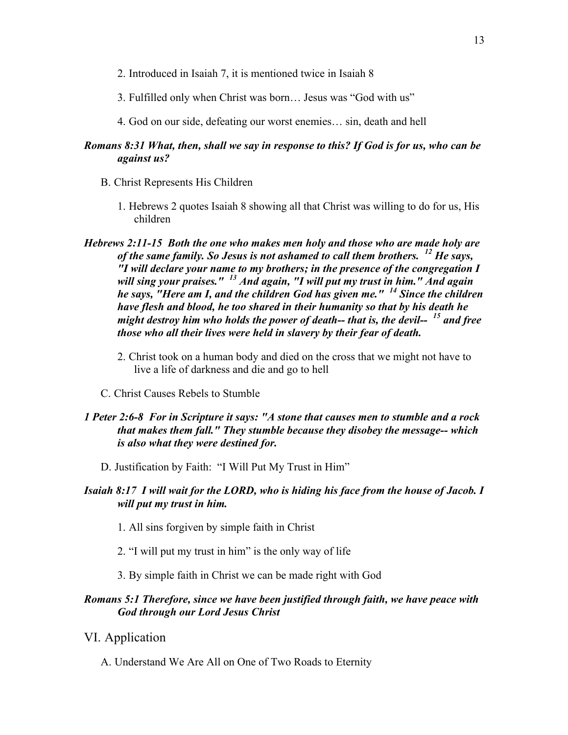2. Introduced in Isaiah 7, it is mentioned twice in Isaiah 8

3. Fulfilled only when Christ was born… Jesus was "God with us"

4. God on our side, defeating our worst enemies… sin, death and hell

***Romans 8:31 What, then, shall we say in response to this? If God is for us, who can be against us?***

B. Christ Represents His Children

1. Hebrews 2 quotes Isaiah 8 showing all that Christ was willing to do for us, His children

***Hebrews 2:11-15 Both the one who makes men holy and those who are made holy are of the same family. So Jesus is not ashamed to call them brothers. [12] He says, "I will declare your name to my brothers; in the presence of the congregation I will sing your praises." [13] And again, "I will put my trust in him." And again he says, "Here am I, and the children God has given me." [14] Since the children have flesh and blood, he too shared in their humanity so that by his death he might destroy him who holds the power of death-- that is, the devil-- [15] and free those who all their lives were held in slavery by their fear of death.***

2. Christ took on a human body and died on the cross that we might not have to live a life of darkness and die and go to hell

C. Christ Causes Rebels to Stumble

***1 Peter 2:6-8 For in Scripture it says: "A stone that causes men to stumble and a rock that makes them fall." They stumble because they disobey the message-- which is also what they were destined for.***

D. Justification by Faith: "I Will Put My Trust in Him"

***Isaiah 8:17 I will wait for the LORD, who is hiding his face from the house of Jacob. I will put my trust in him.***

1. All sins forgiven by simple faith in Christ

2. "I will put my trust in him" is the only way of life

3. By simple faith in Christ we can be made right with God

***Romans 5:1 Therefore, since we have been justified through faith, we have peace with God through our Lord Jesus Christ***

## VI. Application

A. Understand We Are All on One of Two Roads to Eternity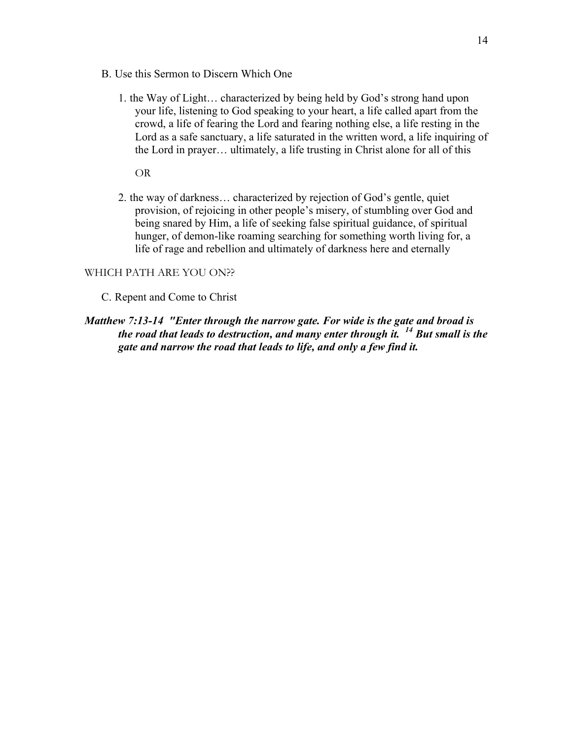B. Use this Sermon to Discern Which One

1. the Way of Light… characterized by being held by God's strong hand upon your life, listening to God speaking to your heart, a life called apart from the crowd, a life of fearing the Lord and fearing nothing else, a life resting in the Lord as a safe sanctuary, a life saturated in the written word, a life inquiring of the Lord in prayer… ultimately, a life trusting in Christ alone for all of this

   OR

2. the way of darkness… characterized by rejection of God's gentle, quiet provision, of rejoicing in other people's misery, of stumbling over God and being snared by Him, a life of seeking false spiritual guidance, of spiritual hunger, of demon-like roaming searching for something worth living for, a life of rage and rebellion and ultimately of darkness here and eternally

WHICH PATH ARE YOU ON??

C. Repent and Come to Christ

***Matthew 7:13-14 "Enter through the narrow gate. For wide is the gate and broad is the road that leads to destruction, and many enter through it. [14] But small is the gate and narrow the road that leads to life, and only a few find it.***